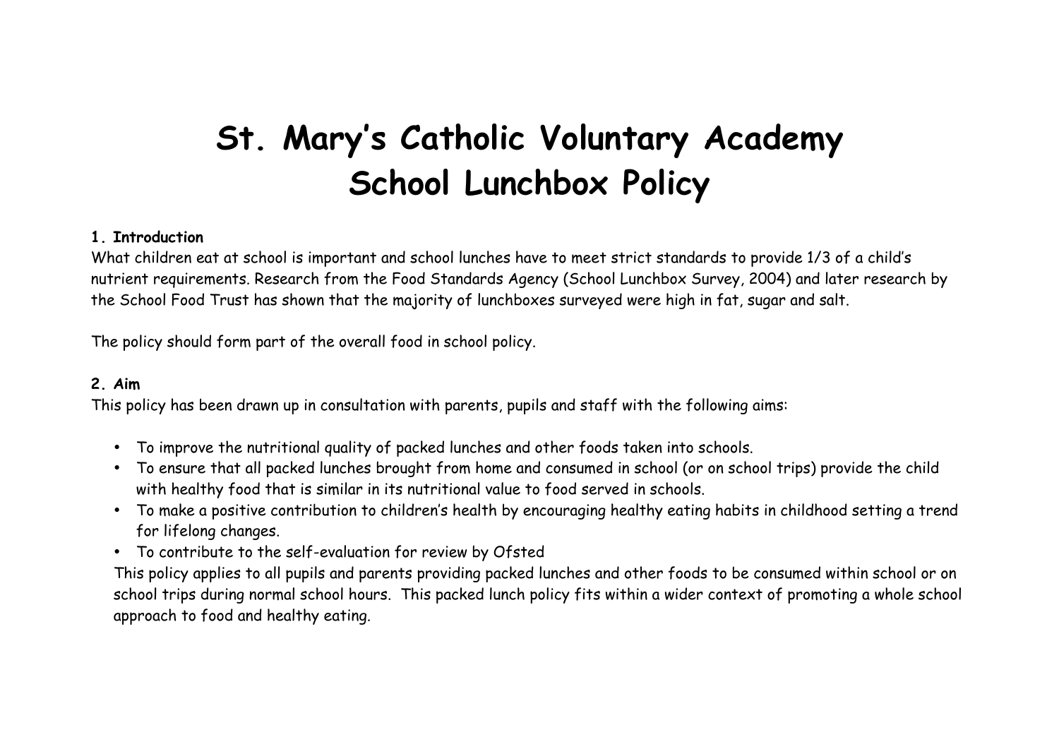# St. Mary's Catholic Voluntary Academy
# School Lunchbox Policy

**1. Introduction**

What children eat at school is important and school lunches have to meet strict standards to provide 1/3 of a child's nutrient requirements. Research from the Food Standards Agency (School Lunchbox Survey, 2004) and later research by the School Food Trust has shown that the majority of lunchboxes surveyed were high in fat, sugar and salt.

The policy should form part of the overall food in school policy.

**2. Aim**

This policy has been drawn up in consultation with parents, pupils and staff with the following aims:

- To improve the nutritional quality of packed lunches and other foods taken into schools.
- To ensure that all packed lunches brought from home and consumed in school (or on school trips) provide the child with healthy food that is similar in its nutritional value to food served in schools.
- To make a positive contribution to children's health by encouraging healthy eating habits in childhood setting a trend for lifelong changes.
- To contribute to the self-evaluation for review by Ofsted

This policy applies to all pupils and parents providing packed lunches and other foods to be consumed within school or on school trips during normal school hours. This packed lunch policy fits within a wider context of promoting a whole school approach to food and healthy eating.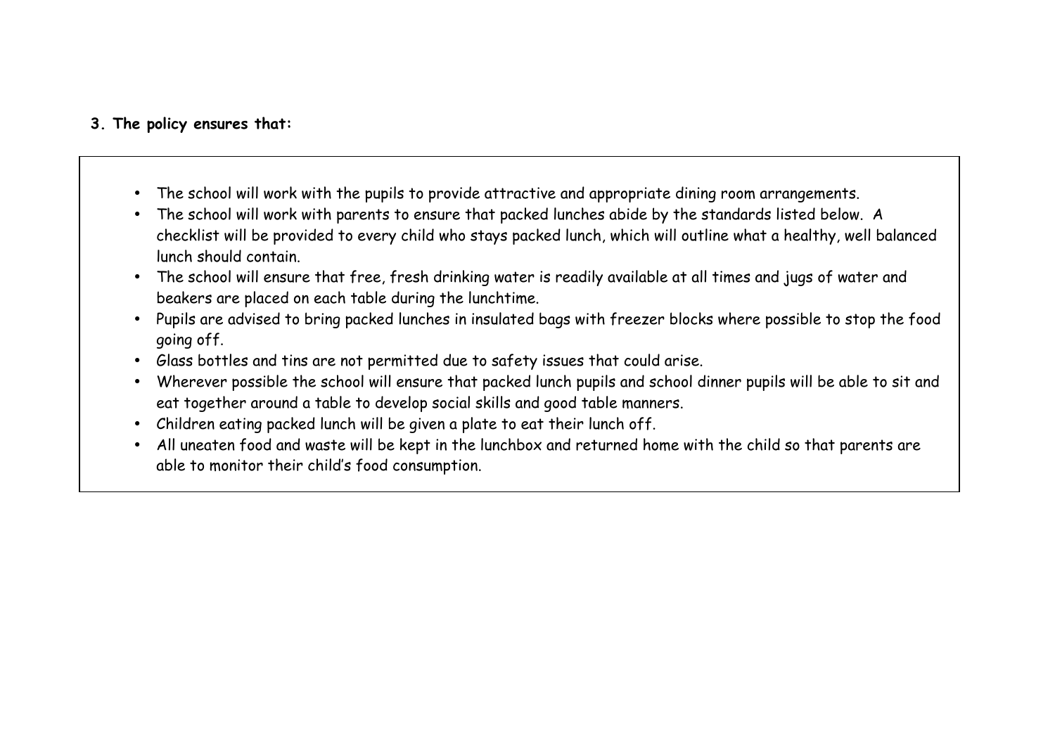**3. The policy ensures that:**

- The school will work with the pupils to provide attractive and appropriate dining room arrangements.
- The school will work with parents to ensure that packed lunches abide by the standards listed below. A checklist will be provided to every child who stays packed lunch, which will outline what a healthy, well balanced lunch should contain.
- The school will ensure that free, fresh drinking water is readily available at all times and jugs of water and beakers are placed on each table during the lunchtime.
- Pupils are advised to bring packed lunches in insulated bags with freezer blocks where possible to stop the food going off.
- Glass bottles and tins are not permitted due to safety issues that could arise.
- Wherever possible the school will ensure that packed lunch pupils and school dinner pupils will be able to sit and eat together around a table to develop social skills and good table manners.
- Children eating packed lunch will be given a plate to eat their lunch off.
- All uneaten food and waste will be kept in the lunchbox and returned home with the child so that parents are able to monitor their child's food consumption.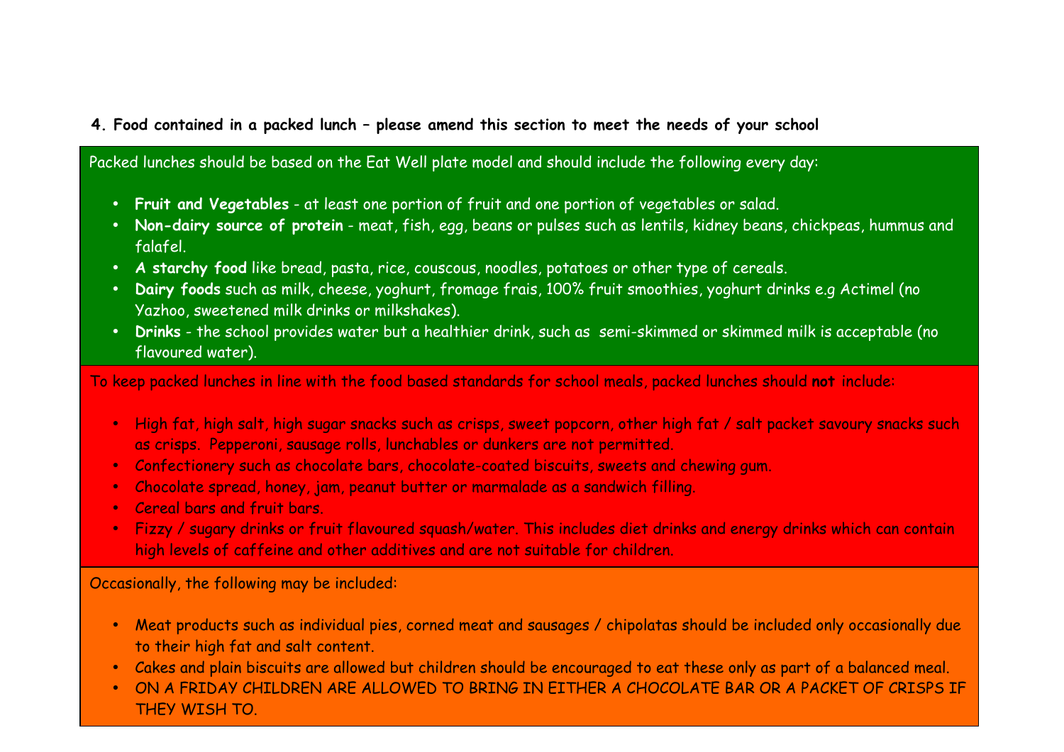**4. Food contained in a packed lunch – please amend this section to meet the needs of your school**

Packed lunches should be based on the Eat Well plate model and should include the following every day:

- **Fruit and Vegetables** - at least one portion of fruit and one portion of vegetables or salad.
- **Non-dairy source of protein** - meat, fish, egg, beans or pulses such as lentils, kidney beans, chickpeas, hummus and falafel.
- **A starchy food** like bread, pasta, rice, couscous, noodles, potatoes or other type of cereals.
- **Dairy foods** such as milk, cheese, yoghurt, fromage frais, 100% fruit smoothies, yoghurt drinks e.g Actimel (no Yazhoo, sweetened milk drinks or milkshakes).
- **Drinks** - the school provides water but a healthier drink, such as semi-skimmed or skimmed milk is acceptable (no flavoured water).

To keep packed lunches in line with the food based standards for school meals, packed lunches should **not** include:

- High fat, high salt, high sugar snacks such as crisps, sweet popcorn, other high fat / salt packet savoury snacks such as crisps. Pepperoni, sausage rolls, lunchables or dunkers are not permitted.
- Confectionery such as chocolate bars, chocolate-coated biscuits, sweets and chewing gum.
- Chocolate spread, honey, jam, peanut butter or marmalade as a sandwich filling.
- Cereal bars and fruit bars.
- Fizzy / sugary drinks or fruit flavoured squash/water. This includes diet drinks and energy drinks which can contain high levels of caffeine and other additives and are not suitable for children.

Occasionally, the following may be included:

- Meat products such as individual pies, corned meat and sausages / chipolatas should be included only occasionally due to their high fat and salt content.
- Cakes and plain biscuits are allowed but children should be encouraged to eat these only as part of a balanced meal.
- ON A FRIDAY CHILDREN ARE ALLOWED TO BRING IN EITHER A CHOCOLATE BAR OR A PACKET OF CRISPS IF THEY WISH TO.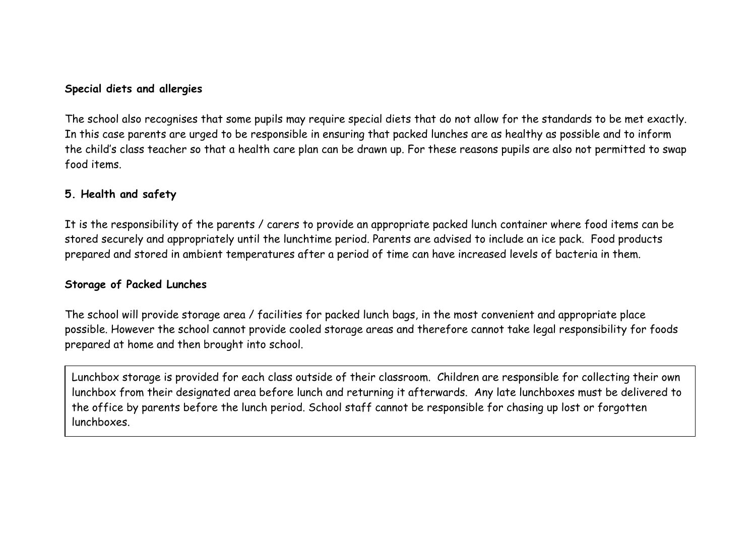**Special diets and allergies**

The school also recognises that some pupils may require special diets that do not allow for the standards to be met exactly. In this case parents are urged to be responsible in ensuring that packed lunches are as healthy as possible and to inform the child's class teacher so that a health care plan can be drawn up. For these reasons pupils are also not permitted to swap food items.

## 5. Health and safety

It is the responsibility of the parents / carers to provide an appropriate packed lunch container where food items can be stored securely and appropriately until the lunchtime period. Parents are advised to include an ice pack. Food products prepared and stored in ambient temperatures after a period of time can have increased levels of bacteria in them.

**Storage of Packed Lunches**

The school will provide storage area / facilities for packed lunch bags, in the most convenient and appropriate place possible. However the school cannot provide cooled storage areas and therefore cannot take legal responsibility for foods prepared at home and then brought into school.

| Lunchbox storage is provided for each class outside of their classroom. Children are responsible for collecting their own lunchbox from their designated area before lunch and returning it afterwards. Any late lunchboxes must be delivered to the office by parents before the lunch period. School staff cannot be responsible for chasing up lost or forgotten lunchboxes. |
|---|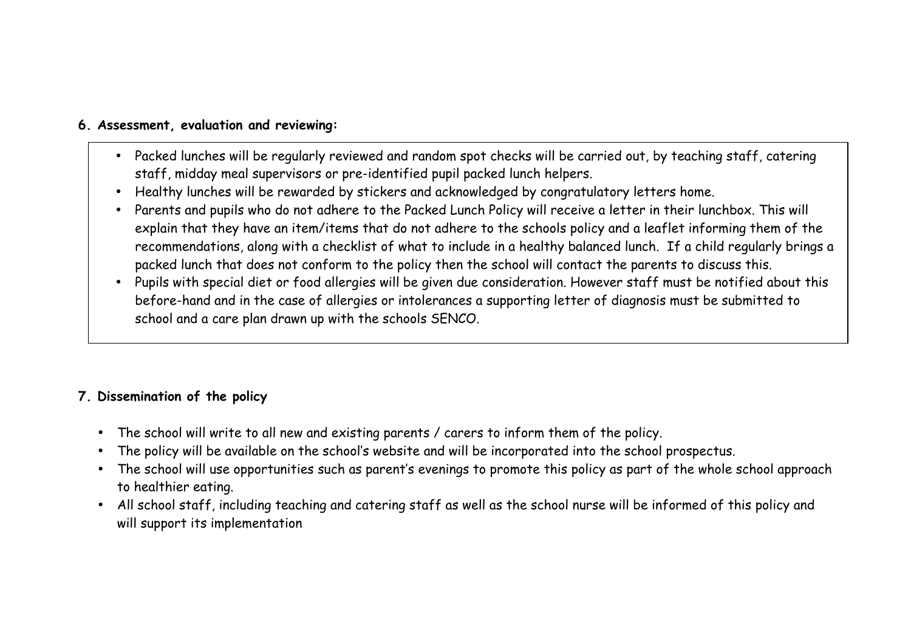## 6. Assessment, evaluation and reviewing:

- Packed lunches will be regularly reviewed and random spot checks will be carried out, by teaching staff, catering staff, midday meal supervisors or pre-identified pupil packed lunch helpers.
- Healthy lunches will be rewarded by stickers and acknowledged by congratulatory letters home.
- Parents and pupils who do not adhere to the Packed Lunch Policy will receive a letter in their lunchbox. This will explain that they have an item/items that do not adhere to the schools policy and a leaflet informing them of the recommendations, along with a checklist of what to include in a healthy balanced lunch. If a child regularly brings a packed lunch that does not conform to the policy then the school will contact the parents to discuss this.
- Pupils with special diet or food allergies will be given due consideration. However staff must be notified about this before-hand and in the case of allergies or intolerances a supporting letter of diagnosis must be submitted to school and a care plan drawn up with the schools SENCO.

## 7. Dissemination of the policy

- The school will write to all new and existing parents / carers to inform them of the policy.
- The policy will be available on the school's website and will be incorporated into the school prospectus.
- The school will use opportunities such as parent's evenings to promote this policy as part of the whole school approach to healthier eating.
- All school staff, including teaching and catering staff as well as the school nurse will be informed of this policy and will support its implementation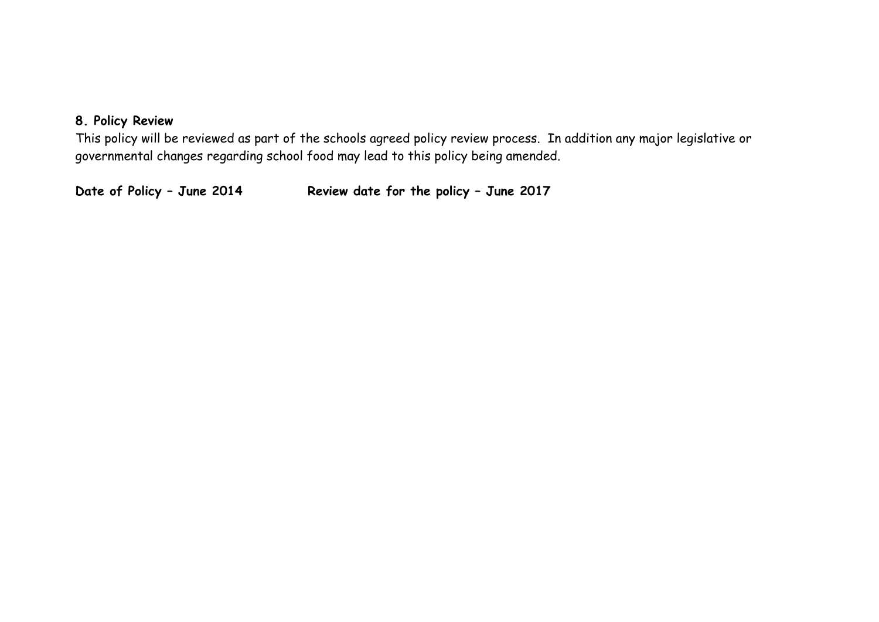**8. Policy Review**

This policy will be reviewed as part of the schools agreed policy review process. In addition any major legislative or governmental changes regarding school food may lead to this policy being amended.

**Date of Policy – June 2014** **Review date for the policy – June 2017**